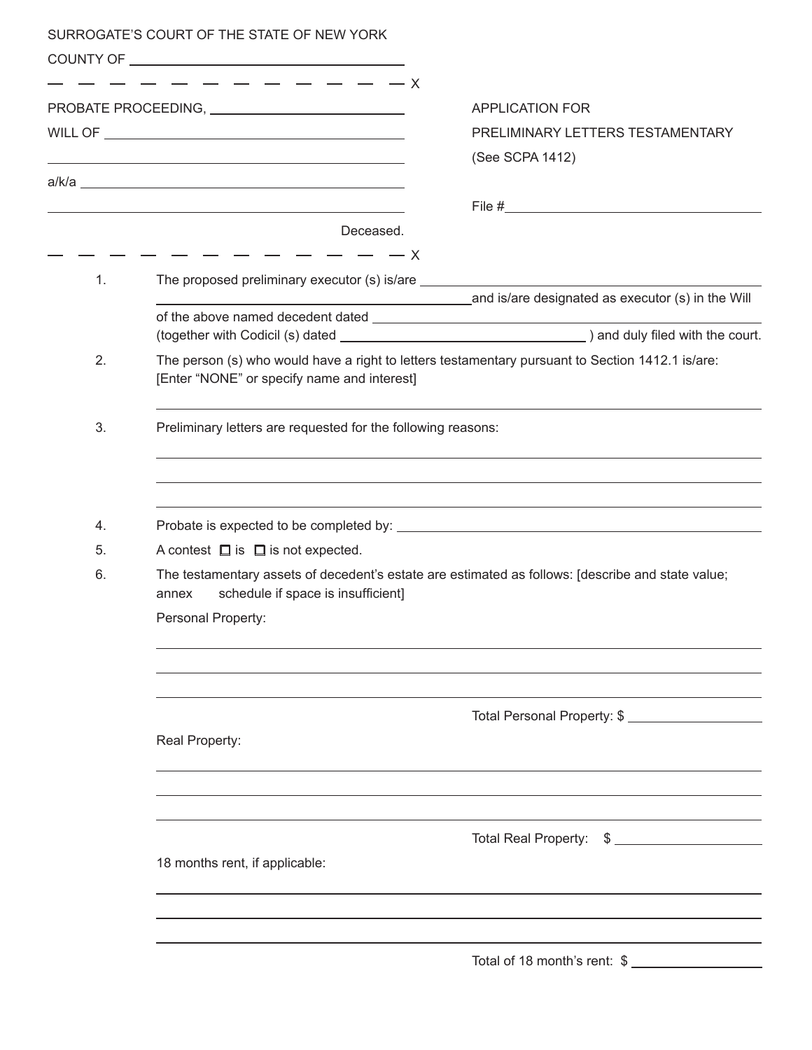SURROGATE'S COURT OF THE STATE OF NEW YORK

COUNTY OF ______________________________

\- - - - - - - - - - - - - - - - - - - - - - - - - X

PROBATE PROCEEDING, ______________________

WILL OF ______________________________

______________________________

a/k/a ______________________________

______________________________

Deceased.

\- - - - - - - - - - - - - - - - - - - - - - - - - X

APPLICATION FOR
PRELIMINARY LETTERS TESTAMENTARY
(See SCPA 1412)

File #______________________________

1. The proposed preliminary executor (s) is/are ______________________________ and is/are designated as executor (s) in the Will of the above named decedent dated ______________________________ (together with Codicil (s) dated ______________________________ ) and duly filed with the court.

2. The person (s) who would have a right to letters testamentary pursuant to Section 1412.1 is/are: [Enter "NONE" or specify name and interest]

______________________________

3. Preliminary letters are requested for the following reasons:

______________________________

______________________________

______________________________

4. Probate is expected to be completed by: ______________________________

5. A contest ☐ is ☐ is not expected.

6. The testamentary assets of decedent's estate are estimated as follows: [describe and state value; annex schedule if space is insufficient]

Personal Property:

______________________________

______________________________

______________________________

Total Personal Property: $ ______________

Real Property:

______________________________

______________________________

______________________________

Total Real Property: $ ______________

18 months rent, if applicable:

______________________________

______________________________

______________________________

Total of 18 month's rent: $ ______________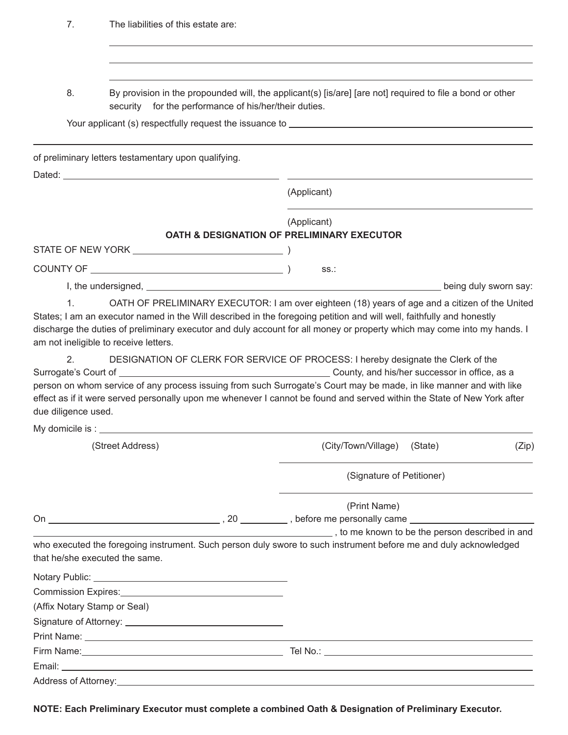7. The liabilities of this estate are:

______________________________________________

______________________________________________

______________________________________________

8. By provision in the propounded will, the applicant(s) [is/are] [are not] required to file a bond or other security for the performance of his/her/their duties.

Your applicant (s) respectfully request the issuance to ______________________________________________

______________________________________________

of preliminary letters testamentary upon qualifying.

Dated: ______________________ ______________________

(Applicant)

______________________

(Applicant)

**OATH & DESIGNATION OF PRELIMINARY EXECUTOR**

STATE OF NEW YORK ______________________ )

COUNTY OF ______________________ ) ss.:

I, the undersigned, ______________________________________ being duly sworn say:

1. OATH OF PRELIMINARY EXECUTOR: I am over eighteen (18) years of age and a citizen of the United States; I am an executor named in the Will described in the foregoing petition and will well, faithfully and honestly discharge the duties of preliminary executor and duly account for all money or property which may come into my hands. I am not ineligible to receive letters.

2. DESIGNATION OF CLERK FOR SERVICE OF PROCESS: I hereby designate the Clerk of the Surrogate's Court of ______________________ County, and his/her successor in office, as a person on whom service of any process issuing from such Surrogate's Court may be made, in like manner and with like effect as if it were served personally upon me whenever I cannot be found and served within the State of New York after due diligence used.

My domicile is : ______________________________________________

(Street Address) (City/Town/Village) (State) (Zip)

______________________

(Signature of Petitioner)

______________________

(Print Name)

On ______________________ , 20 ________ , before me personally came ______________________

______________________________________ , to me known to be the person described in and who executed the foregoing instrument. Such person duly swore to such instrument before me and duly acknowledged that he/she executed the same.

Notary Public: ______________________

Commission Expires: ______________________

(Affix Notary Stamp or Seal)

Signature of Attorney: ______________________

Print Name: ______________________

Firm Name: ______________________ Tel No.: ______________________

Email: ______________________

Address of Attorney: ______________________

**NOTE: Each Preliminary Executor must complete a combined Oath & Designation of Preliminary Executor.**